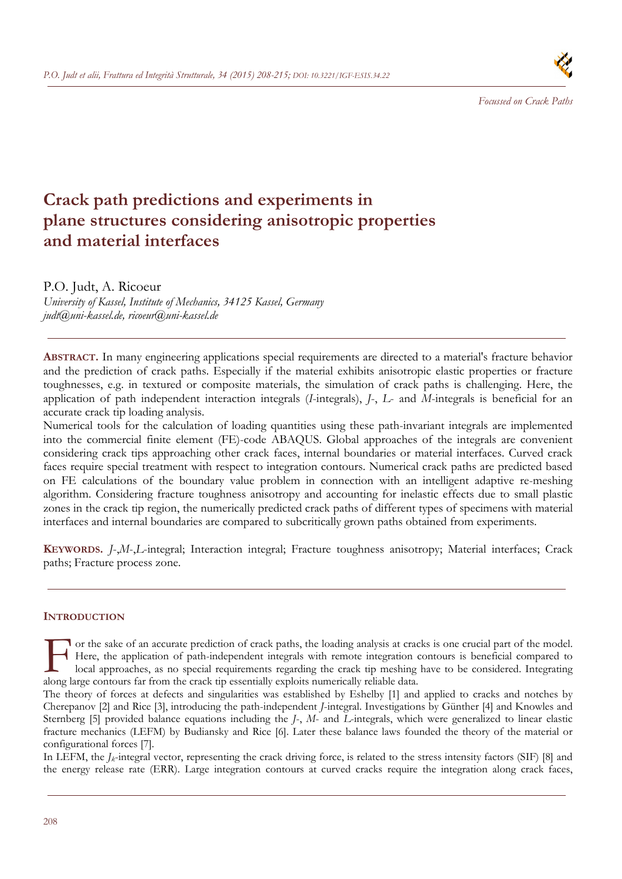*Focussed on Crack Paths*

# Crack path predictions and experiments in plane structures considering anisotropic properties and material interfaces

P.O. Judt, A. Ricoeur

*University of Kassel, Institute of Mechanics, 34125 Kassel, Germany*
*judt@uni-kassel.de, ricoeur@uni-kassel.de*

---

**ABSTRACT.** In many engineering applications special requirements are directed to a material's fracture behavior and the prediction of crack paths. Especially if the material exhibits anisotropic elastic properties or fracture toughnesses, e.g. in textured or composite materials, the simulation of crack paths is challenging. Here, the application of path independent interaction integrals (*I*-integrals), *J*-, *L*- and *M*-integrals is beneficial for an accurate crack tip loading analysis.

Numerical tools for the calculation of loading quantities using these path-invariant integrals are implemented into the commercial finite element (FE)-code ABAQUS. Global approaches of the integrals are convenient considering crack tips approaching other crack faces, internal boundaries or material interfaces. Curved crack faces require special treatment with respect to integration contours. Numerical crack paths are predicted based on FE calculations of the boundary value problem in connection with an intelligent adaptive re-meshing algorithm. Considering fracture toughness anisotropy and accounting for inelastic effects due to small plastic zones in the crack tip region, the numerically predicted crack paths of different types of specimens with material interfaces and internal boundaries are compared to subcritically grown paths obtained from experiments.

**KEYWORDS.** *J*-,*M*-,*L*-integral; Interaction integral; Fracture toughness anisotropy; Material interfaces; Crack paths; Fracture process zone.

---

## INTRODUCTION

For the sake of an accurate prediction of crack paths, the loading analysis at cracks is one crucial part of the model. Here, the application of path-independent integrals with remote integration contours is beneficial compared to local approaches, as no special requirements regarding the crack tip meshing have to be considered. Integrating along large contours far from the crack tip essentially exploits numerically reliable data.

The theory of forces at defects and singularities was established by Eshelby [1] and applied to cracks and notches by Cherepanov [2] and Rice [3], introducing the path-independent *J*-integral. Investigations by Günther [4] and Knowles and Sternberg [5] provided balance equations including the *J*-, *M*- and *L*-integrals, which were generalized to linear elastic fracture mechanics (LEFM) by Budiansky and Rice [6]. Later these balance laws founded the theory of the material or configurational forces [7].

In LEFM, the $J_k$-integral vector, representing the crack driving force, is related to the stress intensity factors (SIF) [8] and the energy release rate (ERR). Large integration contours at curved cracks require the integration along crack faces,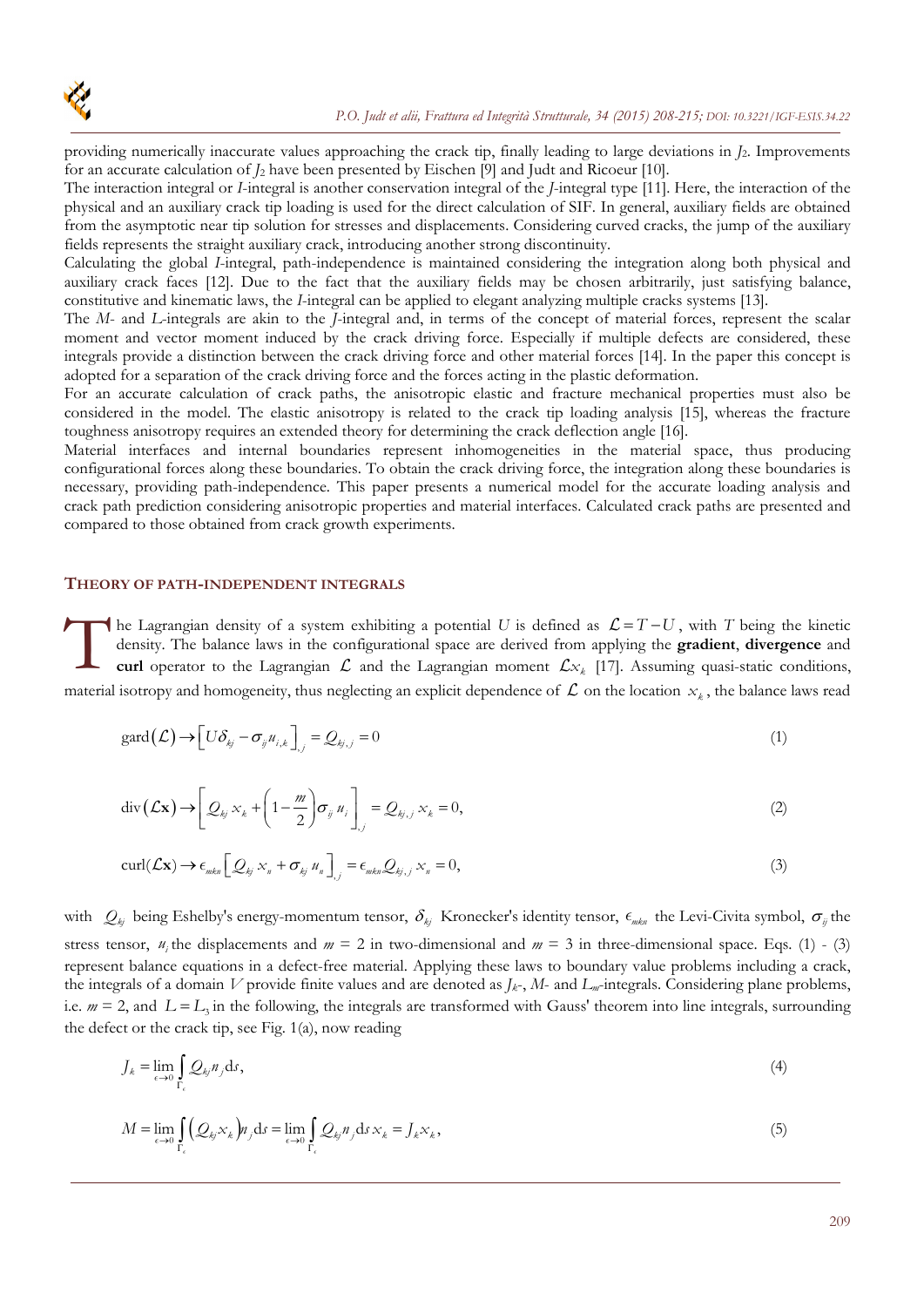providing numerically inaccurate values approaching the crack tip, finally leading to large deviations in $J_2$. Improvements for an accurate calculation of $J_2$ have been presented by Eischen [9] and Judt and Ricoeur [10].

The interaction integral or *I*-integral is another conservation integral of the *J*-integral type [11]. Here, the interaction of the physical and an auxiliary crack tip loading is used for the direct calculation of SIF. In general, auxiliary fields are obtained from the asymptotic near tip solution for stresses and displacements. Considering curved cracks, the jump of the auxiliary fields represents the straight auxiliary crack, introducing another strong discontinuity.

Calculating the global *I*-integral, path-independence is maintained considering the integration along both physical and auxiliary crack faces [12]. Due to the fact that the auxiliary fields may be chosen arbitrarily, just satisfying balance, constitutive and kinematic laws, the *I*-integral can be applied to elegant analyzing multiple cracks systems [13].

The *M*- and *L*-integrals are akin to the *J*-integral and, in terms of the concept of material forces, represent the scalar moment and vector moment induced by the crack driving force. Especially if multiple defects are considered, these integrals provide a distinction between the crack driving force and other material forces [14]. In the paper this concept is adopted for a separation of the crack driving force and the forces acting in the plastic deformation.

For an accurate calculation of crack paths, the anisotropic elastic and fracture mechanical properties must also be considered in the model. The elastic anisotropy is related to the crack tip loading analysis [15], whereas the fracture toughness anisotropy requires an extended theory for determining the crack deflection angle [16].

Material interfaces and internal boundaries represent inhomogeneities in the material space, thus producing configurational forces along these boundaries. To obtain the crack driving force, the integration along these boundaries is necessary, providing path-independence. This paper presents a numerical model for the accurate loading analysis and crack path prediction considering anisotropic properties and material interfaces. Calculated crack paths are presented and compared to those obtained from crack growth experiments.

## THEORY OF PATH-INDEPENDENT INTEGRALS

The Lagrangian density of a system exhibiting a potential $U$ is defined as $\mathcal{L} = T - U$, with $T$ being the kinetic density. The balance laws in the configurational space are derived from applying the **gradient**, **divergence** and **curl** operator to the Lagrangian $\mathcal{L}$ and the Lagrangian moment $\mathcal{L}x_k$ [17]. Assuming quasi-static conditions, material isotropy and homogeneity, thus neglecting an explicit dependence of $\mathcal{L}$ on the location $x_k$, the balance laws read

$$\mathrm{gard}(\mathcal{L}) \rightarrow \left[U\delta_{kj} - \sigma_{ij}u_{i,k}\right]_{,j} = Q_{kj,j} = 0 \tag{1}$$

$$\mathrm{div}(\mathcal{L}\mathbf{x}) \rightarrow \left[Q_{kj}x_k + \left(1 - \frac{m}{2}\right)\sigma_{ij}u_i\right]_{,j} = Q_{kj,j}x_k = 0, \tag{2}$$

$$\mathrm{curl}(\mathcal{L}\mathbf{x}) \rightarrow \epsilon_{mkn}\left[Q_{kj}x_n + \sigma_{kj}u_n\right]_{,j} = \epsilon_{mkn}Q_{kj,j}x_n = 0, \tag{3}$$

with $Q_{kj}$ being Eshelby's energy-momentum tensor, $\delta_{kj}$ Kronecker's identity tensor, $\epsilon_{mkn}$ the Levi-Civita symbol, $\sigma_{ij}$ the stress tensor, $u_i$ the displacements and $m = 2$ in two-dimensional and $m = 3$ in three-dimensional space. Eqs. (1) - (3) represent balance equations in a defect-free material. Applying these laws to boundary value problems including a crack, the integrals of a domain $V$ provide finite values and are denoted as $J_k$-, $M$- and $L_m$-integrals. Considering plane problems, i.e. $m = 2$, and $L = L_3$ in the following, the integrals are transformed with Gauss' theorem into line integrals, surrounding the defect or the crack tip, see Fig. 1(a), now reading

$$J_k = \lim_{\epsilon \to 0} \int_{\Gamma_\epsilon} Q_{kj}n_j \mathrm{d}s, \tag{4}$$

$$M = \lim_{\epsilon \to 0} \int_{\Gamma_\epsilon} \left(Q_{kj}x_k\right)n_j \mathrm{d}s = \lim_{\epsilon \to 0} \int_{\Gamma_\epsilon} Q_{kj}n_j \mathrm{d}s\, x_k = J_k x_k, \tag{5}$$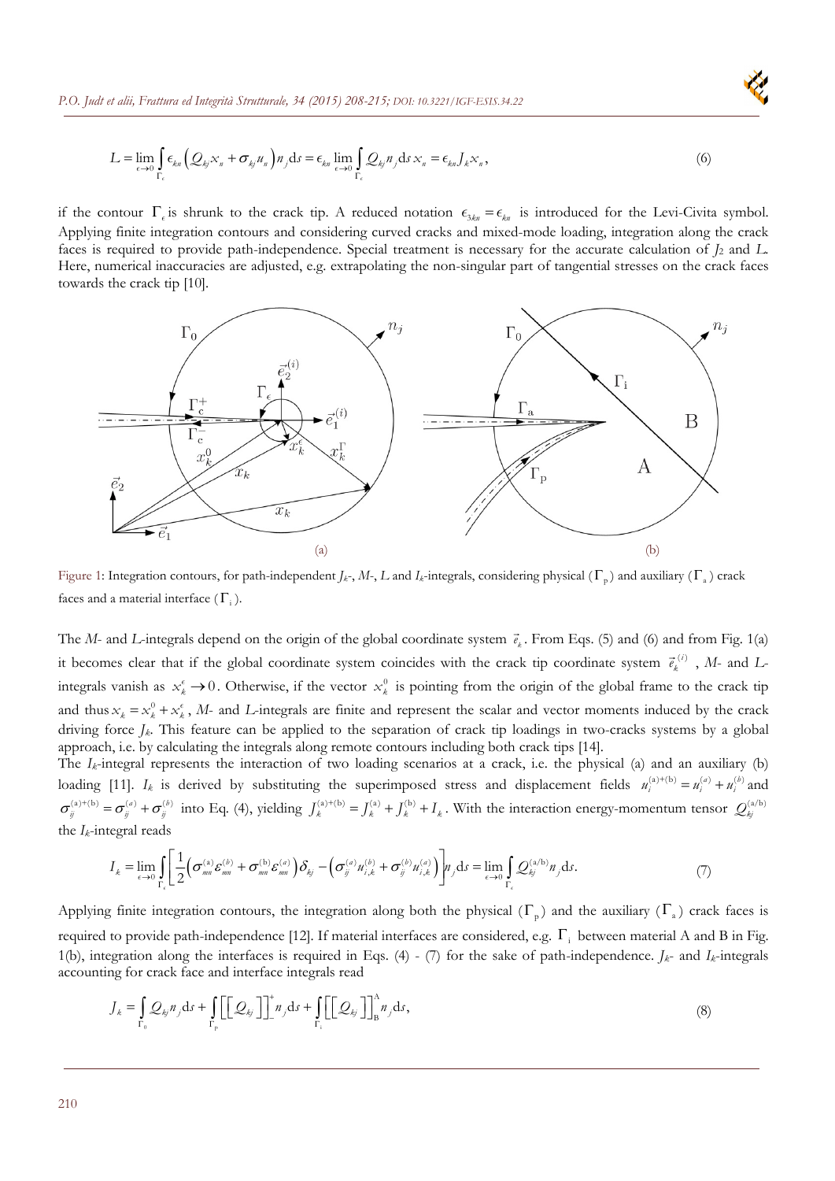$$L = \lim_{\epsilon \to 0} \int_{\Gamma_\epsilon} \epsilon_{kn} \left( Q_{kj} x_n + \sigma_{kj} u_n \right) n_j \mathrm{d}s = \epsilon_{kn} \lim_{\epsilon \to 0} \int_{\Gamma_\epsilon} Q_{kj} n_j \mathrm{d}s \, x_n = \epsilon_{kn} J_k x_n , \tag{6}$$

if the contour $\Gamma_\epsilon$ is shrunk to the crack tip. A reduced notation $\epsilon_{3kn} = \epsilon_{kn}$ is introduced for the Levi-Civita symbol. Applying finite integration contours and considering curved cracks and mixed-mode loading, integration along the crack faces is required to provide path-independence. Special treatment is necessary for the accurate calculation of $J_2$ and $L$. Here, numerical inaccuracies are adjusted, e.g. extrapolating the non-singular part of tangential stresses on the crack faces towards the crack tip [10].

Figure 1: Integration contours, for path-independent $J_k$-, $M$-, $L$ and $I_k$-integrals, considering physical ($\Gamma_p$) and auxiliary ($\Gamma_a$) crack faces and a material interface ($\Gamma_i$).

The $M$- and $L$-integrals depend on the origin of the global coordinate system $\vec{e}_k$. From Eqs. (5) and (6) and from Fig. 1(a) it becomes clear that if the global coordinate system coincides with the crack tip coordinate system $\vec{e}_k^{\,(i)}$, $M$- and $L$-integrals vanish as $x_k^\epsilon \to 0$. Otherwise, if the vector $x_k^0$ is pointing from the origin of the global frame to the crack tip and thus $x_k = x_k^0 + x_k^\epsilon$, $M$- and $L$-integrals are finite and represent the scalar and vector moments induced by the crack driving force $J_k$. This feature can be applied to the separation of crack tip loadings in two-cracks systems by a global approach, i.e. by calculating the integrals along remote contours including both crack tips [14].

The $I_k$-integral represents the interaction of two loading scenarios at a crack, i.e. the physical (a) and an auxiliary (b) loading [11]. $I_k$ is derived by substituting the superimposed stress and displacement fields $u_i^{(a)+(b)} = u_i^{(a)} + u_i^{(b)}$ and $\sigma_{ij}^{(a)+(b)} = \sigma_{ij}^{(a)} + \sigma_{ij}^{(b)}$ into Eq. (4), yielding $J_k^{(a)+(b)} = J_k^{(a)} + J_k^{(b)} + I_k$. With the interaction energy-momentum tensor $Q_{kj}^{(a/b)}$ the $I_k$-integral reads

$$I_k = \lim_{\epsilon \to 0} \int_{\Gamma_\epsilon} \left[ \frac{1}{2} \left( \sigma_{mn}^{(a)} \varepsilon_{mn}^{(b)} + \sigma_{mn}^{(b)} \varepsilon_{mn}^{(a)} \right) \delta_{kj} - \left( \sigma_{ij}^{(a)} u_{i,k}^{(b)} + \sigma_{ij}^{(b)} u_{i,k}^{(a)} \right) \right] n_j \mathrm{d}s = \lim_{\epsilon \to 0} \int_{\Gamma_\epsilon} Q_{kj}^{(a/b)} n_j \mathrm{d}s. \tag{7}$$

Applying finite integration contours, the integration along both the physical ($\Gamma_p$) and the auxiliary ($\Gamma_a$) crack faces is required to provide path-independence [12]. If material interfaces are considered, e.g. $\Gamma_i$ between material A and B in Fig. 1(b), integration along the interfaces is required in Eqs. (4) - (7) for the sake of path-independence. $J_k$- and $I_k$-integrals accounting for crack face and interface integrals read

$$J_k = \int_{\Gamma_0} Q_{kj} n_j \mathrm{d}s + \int_{\Gamma_p} \left[\left[ Q_{kj} \right]\right]_-^+ n_j \mathrm{d}s + \int_{\Gamma_i} \left[\left[ Q_{kj} \right]\right]_B^A n_j \mathrm{d}s, \tag{8}$$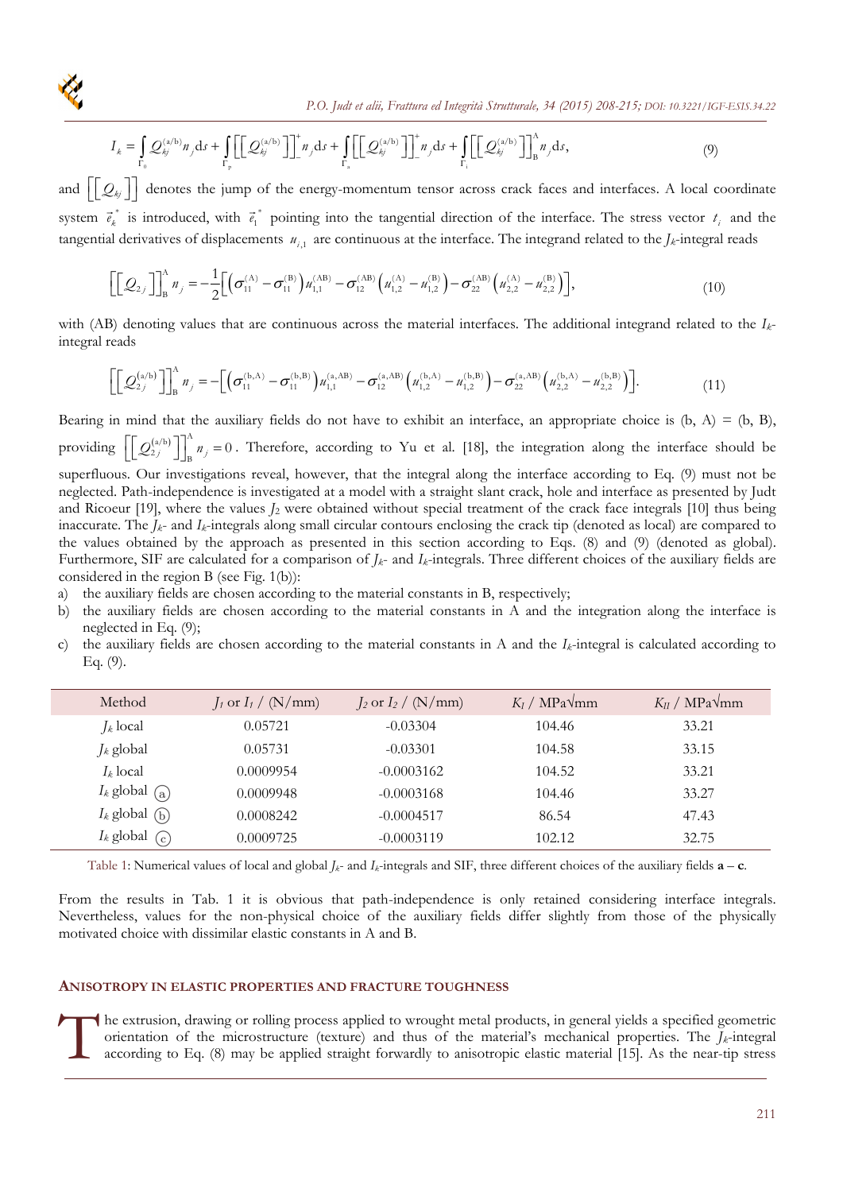$$I_k = \int_{\Gamma_0} Q_{kj}^{(a/b)} n_j \,\mathrm{d}s + \int_{\Gamma_p} \left[\left[ Q_{kj}^{(a/b)} \right]\right]_-^+ n_j \,\mathrm{d}s + \int_{\Gamma_a} \left[\left[ Q_{kj}^{(a/b)} \right]\right]_-^+ n_j \,\mathrm{d}s + \int_{\Gamma_i} \left[\left[ Q_{kj}^{(a/b)} \right]\right]_B^A n_j \,\mathrm{d}s, \tag{9}$$

and $\left[\left[ Q_{kj} \right]\right]$ denotes the jump of the energy-momentum tensor across crack faces and interfaces. A local coordinate system $\vec{e}_k^{\,*}$ is introduced, with $\vec{e}_1^{\,*}$ pointing into the tangential direction of the interface. The stress vector $t_i$ and the tangential derivatives of displacements $u_{i,1}$ are continuous at the interface. The integrand related to the $J_k$-integral reads

$$\left[\left[ Q_{2j} \right]\right]_B^A n_j = -\frac{1}{2}\left[\left(\sigma_{11}^{(A)} - \sigma_{11}^{(B)}\right) u_{1,1}^{(AB)} - \sigma_{12}^{(AB)}\left(u_{1,2}^{(A)} - u_{1,2}^{(B)}\right) - \sigma_{22}^{(AB)}\left(u_{2,2}^{(A)} - u_{2,2}^{(B)}\right)\right], \tag{10}$$

with (AB) denoting values that are continuous across the material interfaces. The additional integrand related to the $I_k$-integral reads

$$\left[\left[ Q_{2j}^{(a/b)} \right]\right]_B^A n_j = -\left[\left(\sigma_{11}^{(b,A)} - \sigma_{11}^{(b,B)}\right) u_{1,1}^{(a,AB)} - \sigma_{12}^{(a,AB)}\left(u_{1,2}^{(b,A)} - u_{1,2}^{(b,B)}\right) - \sigma_{22}^{(a,AB)}\left(u_{2,2}^{(b,A)} - u_{2,2}^{(b,B)}\right)\right]. \tag{11}$$

Bearing in mind that the auxiliary fields do not have to exhibit an interface, an appropriate choice is (b, A) = (b, B), providing $\left[\left[ Q_{2j}^{(a/b)} \right]\right]_B^A n_j = 0$. Therefore, according to Yu et al. [18], the integration along the interface should be superfluous. Our investigations reveal, however, that the integral along the interface according to Eq. (9) must not be neglected. Path-independence is investigated at a model with a straight slant crack, hole and interface as presented by Judt and Ricoeur [19], where the values $J_2$ were obtained without special treatment of the crack face integrals [10] thus being inaccurate. The $J_k$- and $I_k$-integrals along small circular contours enclosing the crack tip (denoted as local) are compared to the values obtained by the approach as presented in this section according to Eqs. (8) and (9) (denoted as global). Furthermore, SIF are calculated for a comparison of $J_k$- and $I_k$-integrals. Three different choices of the auxiliary fields are considered in the region B (see Fig. 1(b)):

a) the auxiliary fields are chosen according to the material constants in B, respectively;
b) the auxiliary fields are chosen according to the material constants in A and the integration along the interface is neglected in Eq. (9);
c) the auxiliary fields are chosen according to the material constants in A and the $I_k$-integral is calculated according to Eq. (9).

| Method | $J_1$ or $I_1$ / (N/mm) | $J_2$ or $I_2$ / (N/mm) | $K_I$ / MPa√mm | $K_{II}$ / MPa√mm |
|---|---|---|---|---|
| $J_k$ local | 0.05721 | -0.03304 | 104.46 | 33.21 |
| $J_k$ global | 0.05731 | -0.03301 | 104.58 | 33.15 |
| $I_k$ local | 0.0009954 | -0.0003162 | 104.52 | 33.21 |
| $I_k$ global (a) | 0.0009948 | -0.0003168 | 104.46 | 33.27 |
| $I_k$ global (b) | 0.0008242 | -0.0004517 | 86.54 | 47.43 |
| $I_k$ global (c) | 0.0009725 | -0.0003119 | 102.12 | 32.75 |

Table 1: Numerical values of local and global $J_k$- and $I_k$-integrals and SIF, three different choices of the auxiliary fields **a** – **c**.

From the results in Tab. 1 it is obvious that path-independence is only retained considering interface integrals. Nevertheless, values for the non-physical choice of the auxiliary fields differ slightly from those of the physically motivated choice with dissimilar elastic constants in A and B.

## ANISOTROPY IN ELASTIC PROPERTIES AND FRACTURE TOUGHNESS

The extrusion, drawing or rolling process applied to wrought metal products, in general yields a specified geometric orientation of the microstructure (texture) and thus of the material's mechanical properties. The $J_k$-integral according to Eq. (8) may be applied straight forwardly to anisotropic elastic material [15]. As the near-tip stress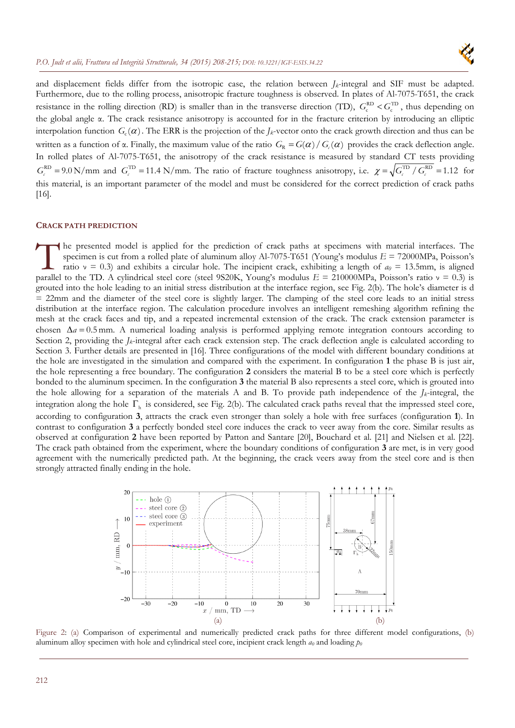and displacement fields differ from the isotropic case, the relation between $J_k$-integral and SIF must be adapted. Furthermore, due to the rolling process, anisotropic fracture toughness is observed. In plates of Al-7075-T651, the crack resistance in the rolling direction (RD) is smaller than in the transverse direction (TD), $G_c^{RD} < G_c^{TD}$, thus depending on the global angle α. The crack resistance anisotropy is accounted for in the fracture criterion by introducing an elliptic interpolation function $G_c(\alpha)$. The ERR is the projection of the $J_k$-vector onto the crack growth direction and thus can be written as a function of α. Finally, the maximum value of the ratio $G_R = G(\alpha)/G_c(\alpha)$ provides the crack deflection angle. In rolled plates of Al-7075-T651, the anisotropy of the crack resistance is measured by standard CT tests providing $G_c^{RD} = 9.0\,\text{N/mm}$ and $G_c^{TD} = 11.4\,\text{N/mm}$. The ratio of fracture toughness anisotropy, i.e. $\chi = \sqrt{G_c^{TD}/G_c^{RD}} = 1.12$ for this material, is an important parameter of the model and must be considered for the correct prediction of crack paths [16].

## CRACK PATH PREDICTION

The presented model is applied for the prediction of crack paths at specimens with material interfaces. The specimen is cut from a rolled plate of aluminum alloy Al-7075-T651 (Young's modulus $E$ = 72000MPa, Poisson's ratio ν = 0.3) and exhibits a circular hole. The incipient crack, exhibiting a length of $a_0$ = 13.5mm, is aligned parallel to the TD. A cylindrical steel core (steel 9S20K, Young's modulus $E$ = 210000MPa, Poisson's ratio ν = 0.3) is grouted into the hole leading to an initial stress distribution at the interface region, see Fig. 2(b). The hole's diameter is d = 22mm and the diameter of the steel core is slightly larger. The clamping of the steel core leads to an initial stress distribution at the interface region. The calculation procedure involves an intelligent remeshing algorithm refining the mesh at the crack faces and tip, and a repeated incremental extension of the crack. The crack extension parameter is chosen $\Delta a = 0.5\,\text{mm}$. A numerical loading analysis is performed applying remote integration contours according to Section 2, providing the $J_k$-integral after each crack extension step. The crack deflection angle is calculated according to Section 3. Further details are presented in [16]. Three configurations of the model with different boundary conditions at the hole are investigated in the simulation and compared with the experiment. In configuration **1** the phase B is just air, the hole representing a free boundary. The configuration **2** considers the material B to be a steel core which is perfectly bonded to the aluminum specimen. In the configuration **3** the material B also represents a steel core, which is grouted into the hole allowing for a separation of the materials A and B. To provide path independence of the $J_k$-integral, the integration along the hole $\Gamma_h$ is considered, see Fig. 2(b). The calculated crack paths reveal that the impressed steel core, according to configuration **3**, attracts the crack even stronger than solely a hole with free surfaces (configuration **1**). In contrast to configuration **3** a perfectly bonded steel core induces the crack to veer away from the core. Similar results as observed at configuration **2** have been reported by Patton and Santare [20], Bouchard et al. [21] and Nielsen et al. [22]. The crack path obtained from the experiment, where the boundary conditions of configuration **3** are met, is in very good agreement with the numerically predicted path. At the beginning, the crack veers away from the steel core and is then strongly attracted finally ending in the hole.

Figure 2: (a) Comparison of experimental and numerically predicted crack paths for three different model configurations, (b) aluminum alloy specimen with hole and cylindrical steel core, incipient crack length $a_0$ and loading $p_0$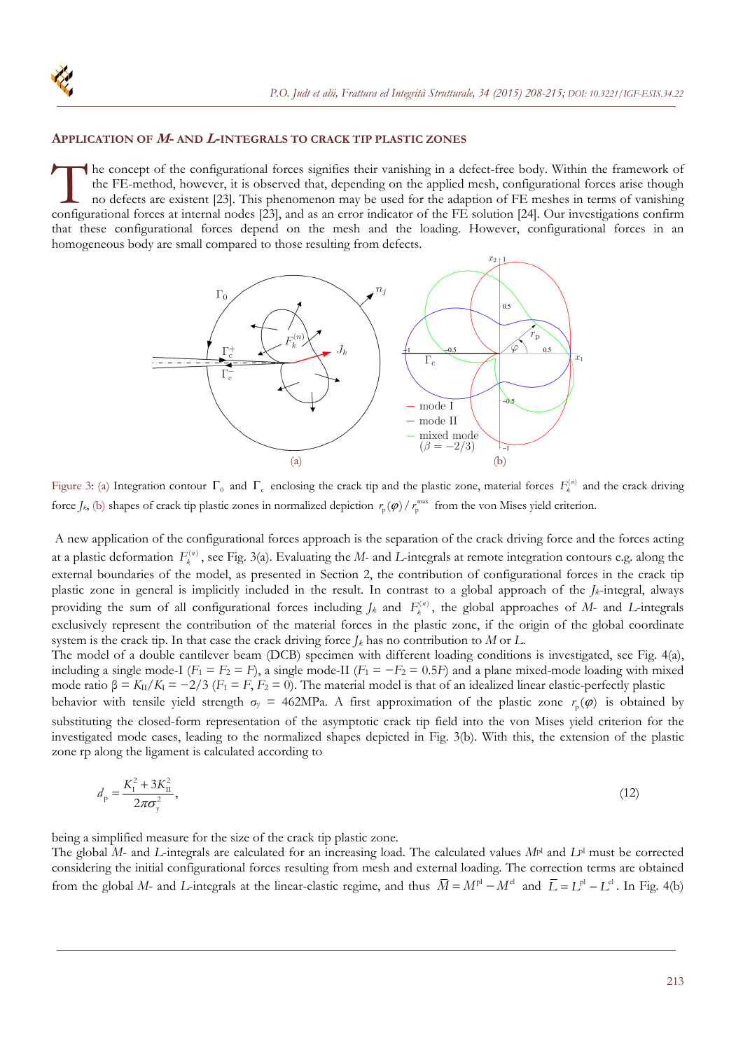## APPLICATION OF *M*- AND *L*-INTEGRALS TO CRACK TIP PLASTIC ZONES

The concept of the configurational forces signifies their vanishing in a defect-free body. Within the framework of the FE-method, however, it is observed that, depending on the applied mesh, configurational forces arise though no defects are existent [23]. This phenomenon may be used for the adaption of FE meshes in terms of vanishing configurational forces at internal nodes [23], and as an error indicator of the FE solution [24]. Our investigations confirm that these configurational forces depend on the mesh and the loading. However, configurational forces in an homogeneous body are small compared to those resulting from defects.

Figure 3: (a) Integration contour $\Gamma_0$ and $\Gamma_c$ enclosing the crack tip and the plastic zone, material forces $F_k^{(n)}$ and the crack driving force $J_k$, (b) shapes of crack tip plastic zones in normalized depiction $r_p(\varphi)/r_p^{\max}$ from the von Mises yield criterion.

A new application of the configurational forces approach is the separation of the crack driving force and the forces acting at a plastic deformation $F_k^{(n)}$, see Fig. 3(a). Evaluating the *M*- and *L*-integrals at remote integration contours e.g. along the external boundaries of the model, as presented in Section 2, the contribution of configurational forces in the crack tip plastic zone in general is implicitly included in the result. In contrast to a global approach of the $J_k$-integral, always providing the sum of all configurational forces including $J_k$ and $F_k^{(n)}$, the global approaches of *M*- and *L*-integrals exclusively represent the contribution of the material forces in the plastic zone, if the origin of the global coordinate system is the crack tip. In that case the crack driving force $J_k$ has no contribution to *M* or *L*.

The model of a double cantilever beam (DCB) specimen with different loading conditions is investigated, see Fig. 4(a), including a single mode-I ($F_1 = F_2 = F$), a single mode-II ($F_1 = -F_2 = 0.5F$) and a plane mixed-mode loading with mixed mode ratio $\beta = K_{II}/K_I = -2/3$ ($F_1 = F$, $F_2 = 0$). The material model is that of an idealized linear elastic-perfectly plastic behavior with tensile yield strength $\sigma_y$ = 462MPa. A first approximation of the plastic zone $r_p(\varphi)$ is obtained by substituting the closed-form representation of the asymptotic crack tip field into the von Mises yield criterion for the investigated mode cases, leading to the normalized shapes depicted in Fig. 3(b). With this, the extension of the plastic zone rp along the ligament is calculated according to

$$d_p = \frac{K_I^2 + 3K_{II}^2}{2\pi\sigma_y^2}, \tag{12}$$

being a simplified measure for the size of the crack tip plastic zone.

The global *M*- and *L*-integrals are calculated for an increasing load. The calculated values $M^{pl}$ and $L^{pl}$ must be corrected considering the initial configurational forces resulting from mesh and external loading. The correction terms are obtained from the global *M*- and *L*-integrals at the linear-elastic regime, and thus $\bar{M} = M^{pl} - M^{el}$ and $\bar{L} = L^{pl} - L^{el}$. In Fig. 4(b)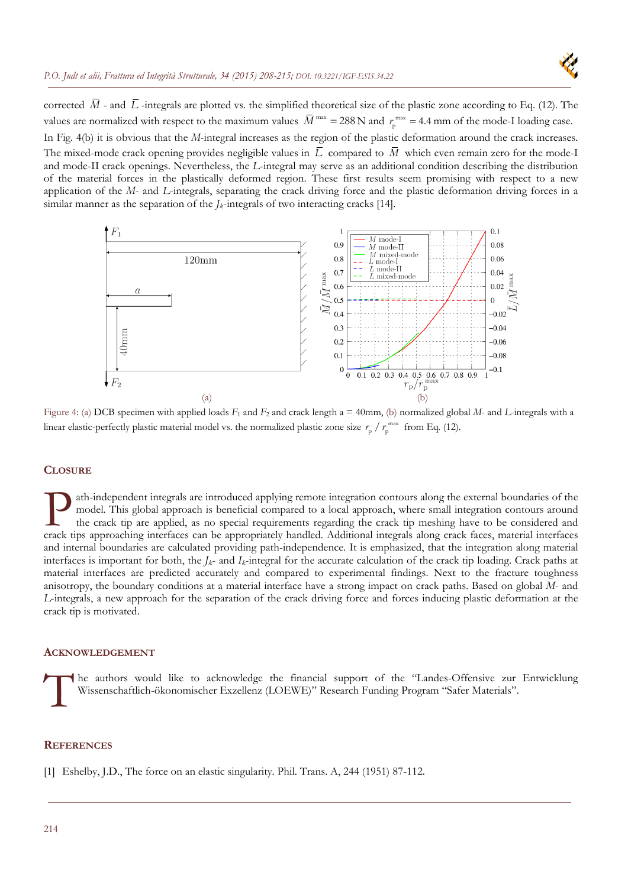corrected $\bar{M}$ - and $\bar{L}$ -integrals are plotted vs. the simplified theoretical size of the plastic zone according to Eq. (12). The values are normalized with respect to the maximum values $\bar{M}^{\max} = 288\,\text{N}$ and $r_p^{\max} = 4.4\,\text{mm}$ of the mode-I loading case. In Fig. 4(b) it is obvious that the *M*-integral increases as the region of the plastic deformation around the crack increases. The mixed-mode crack opening provides negligible values in $\bar{L}$ compared to $\bar{M}$ which even remain zero for the mode-I and mode-II crack openings. Nevertheless, the *L*-integral may serve as an additional condition describing the distribution of the material forces in the plastically deformed region. These first results seem promising with respect to a new application of the *M*- and *L*-integrals, separating the crack driving force and the plastic deformation driving forces in a similar manner as the separation of the $J_k$-integrals of two interacting cracks [14].

Figure 4: (a) DCB specimen with applied loads $F_1$ and $F_2$ and crack length a = 40mm, (b) normalized global *M*- and *L*-integrals with a linear elastic-perfectly plastic material model vs. the normalized plastic zone size $r_p / r_p^{\max}$ from Eq. (12).

## Closure

Path-independent integrals are introduced applying remote integration contours along the external boundaries of the model. This global approach is beneficial compared to a local approach, where small integration contours around the crack tip are applied, as no special requirements regarding the crack tip meshing have to be considered and crack tips approaching interfaces can be appropriately handled. Additional integrals along crack faces, material interfaces and internal boundaries are calculated providing path-independence. It is emphasized, that the integration along material interfaces is important for both, the $J_k$- and $I_k$-integral for the accurate calculation of the crack tip loading. Crack paths at material interfaces are predicted accurately and compared to experimental findings. Next to the fracture toughness anisotropy, the boundary conditions at a material interface have a strong impact on crack paths. Based on global *M*- and *L*-integrals, a new approach for the separation of the crack driving force and forces inducing plastic deformation at the crack tip is motivated.

## Acknowledgement

The authors would like to acknowledge the financial support of the "Landes-Offensive zur Entwicklung Wissenschaftlich-ökonomischer Exzellenz (LOEWE)" Research Funding Program "Safer Materials".

## References

[1] Eshelby, J.D., The force on an elastic singularity. Phil. Trans. A, 244 (1951) 87-112.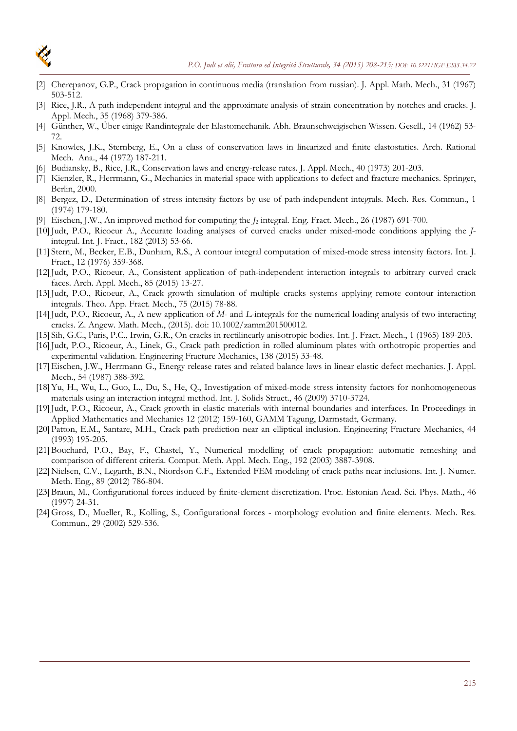[2] Cherepanov, G.P., Crack propagation in continuous media (translation from russian). J. Appl. Math. Mech., 31 (1967) 503-512.

[3] Rice, J.R., A path independent integral and the approximate analysis of strain concentration by notches and cracks. J. Appl. Mech., 35 (1968) 379-386.

[4] Günther, W., Über einige Randintegrale der Elastomechanik. Abh. Braunschweigischen Wissen. Gesell., 14 (1962) 53-72.

[5] Knowles, J.K., Sternberg, E., On a class of conservation laws in linearized and finite elastostatics. Arch. Rational Mech. Ana., 44 (1972) 187-211.

[6] Budiansky, B., Rice, J.R., Conservation laws and energy-release rates. J. Appl. Mech., 40 (1973) 201-203.

[7] Kienzler, R., Herrmann, G., Mechanics in material space with applications to defect and fracture mechanics. Springer, Berlin, 2000.

[8] Bergez, D., Determination of stress intensity factors by use of path-independent integrals. Mech. Res. Commun., 1 (1974) 179-180.

[9] Eischen, J.W., An improved method for computing the $J_2$ integral. Eng. Fract. Mech., 26 (1987) 691-700.

[10] Judt, P.O., Ricoeur A., Accurate loading analyses of curved cracks under mixed-mode conditions applying the *J*-integral. Int. J. Fract., 182 (2013) 53-66.

[11] Stern, M., Becker, E.B., Dunham, R.S., A contour integral computation of mixed-mode stress intensity factors. Int. J. Fract., 12 (1976) 359-368.

[12] Judt, P.O., Ricoeur, A., Consistent application of path-independent interaction integrals to arbitrary curved crack faces. Arch. Appl. Mech., 85 (2015) 13-27.

[13] Judt, P.O., Ricoeur, A., Crack growth simulation of multiple cracks systems applying remote contour interaction integrals. Theo. App. Fract. Mech., 75 (2015) 78-88.

[14] Judt, P.O., Ricoeur, A., A new application of *M*- and *L*-integrals for the numerical loading analysis of two interacting cracks. Z. Angew. Math. Mech., (2015). doi: 10.1002/zamm201500012.

[15] Sih, G.C., Paris, P.C., Irwin, G.R., On cracks in rectilinearly anisotropic bodies. Int. J. Fract. Mech., 1 (1965) 189-203.

[16] Judt, P.O., Ricoeur, A., Linek, G., Crack path prediction in rolled aluminum plates with orthotropic properties and experimental validation. Engineering Fracture Mechanics, 138 (2015) 33-48.

[17] Eischen, J.W., Herrmann G., Energy release rates and related balance laws in linear elastic defect mechanics. J. Appl. Mech., 54 (1987) 388-392.

[18] Yu, H., Wu, L., Guo, L., Du, S., He, Q., Investigation of mixed-mode stress intensity factors for nonhomogeneous materials using an interaction integral method. Int. J. Solids Struct., 46 (2009) 3710-3724.

[19] Judt, P.O., Ricoeur, A., Crack growth in elastic materials with internal boundaries and interfaces. In Proceedings in Applied Mathematics and Mechanics 12 (2012) 159-160, GAMM Tagung, Darmstadt, Germany.

[20] Patton, E.M., Santare, M.H., Crack path prediction near an elliptical inclusion. Engineering Fracture Mechanics, 44 (1993) 195-205.

[21] Bouchard, P.O., Bay, F., Chastel, Y., Numerical modelling of crack propagation: automatic remeshing and comparison of different criteria. Comput. Meth. Appl. Mech. Eng., 192 (2003) 3887-3908.

[22] Nielsen, C.V., Legarth, B.N., Niordson C.F., Extended FEM modeling of crack paths near inclusions. Int. J. Numer. Meth. Eng., 89 (2012) 786-804.

[23] Braun, M., Configurational forces induced by finite-element discretization. Proc. Estonian Acad. Sci. Phys. Math., 46 (1997) 24-31.

[24] Gross, D., Mueller, R., Kolling, S., Configurational forces - morphology evolution and finite elements. Mech. Res. Commun., 29 (2002) 529-536.